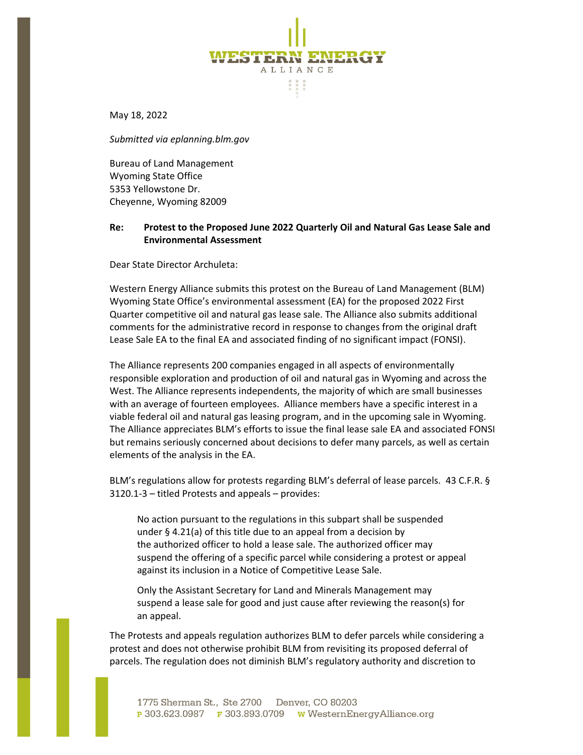May 18, 2022

*Submitted via eplanning.blm.gov*

Bureau of Land Management
Wyoming State Office
5353 Yellowstone Dr.
Cheyenne, Wyoming 82009

**Re: Protest to the Proposed June 2022 Quarterly Oil and Natural Gas Lease Sale and Environmental Assessment**

Dear State Director Archuleta:

Western Energy Alliance submits this protest on the Bureau of Land Management (BLM) Wyoming State Office's environmental assessment (EA) for the proposed 2022 First Quarter competitive oil and natural gas lease sale. The Alliance also submits additional comments for the administrative record in response to changes from the original draft Lease Sale EA to the final EA and associated finding of no significant impact (FONSI).

The Alliance represents 200 companies engaged in all aspects of environmentally responsible exploration and production of oil and natural gas in Wyoming and across the West. The Alliance represents independents, the majority of which are small businesses with an average of fourteen employees. Alliance members have a specific interest in a viable federal oil and natural gas leasing program, and in the upcoming sale in Wyoming. The Alliance appreciates BLM's efforts to issue the final lease sale EA and associated FONSI but remains seriously concerned about decisions to defer many parcels, as well as certain elements of the analysis in the EA.

BLM's regulations allow for protests regarding BLM's deferral of lease parcels. 43 C.F.R. § 3120.1-3 – titled Protests and appeals – provides:

> No action pursuant to the regulations in this subpart shall be suspended under § 4.21(a) of this title due to an appeal from a decision by the authorized officer to hold a lease sale. The authorized officer may suspend the offering of a specific parcel while considering a protest or appeal against its inclusion in a Notice of Competitive Lease Sale.
>
> Only the Assistant Secretary for Land and Minerals Management may suspend a lease sale for good and just cause after reviewing the reason(s) for an appeal.

The Protests and appeals regulation authorizes BLM to defer parcels while considering a protest and does not otherwise prohibit BLM from revisiting its proposed deferral of parcels. The regulation does not diminish BLM's regulatory authority and discretion to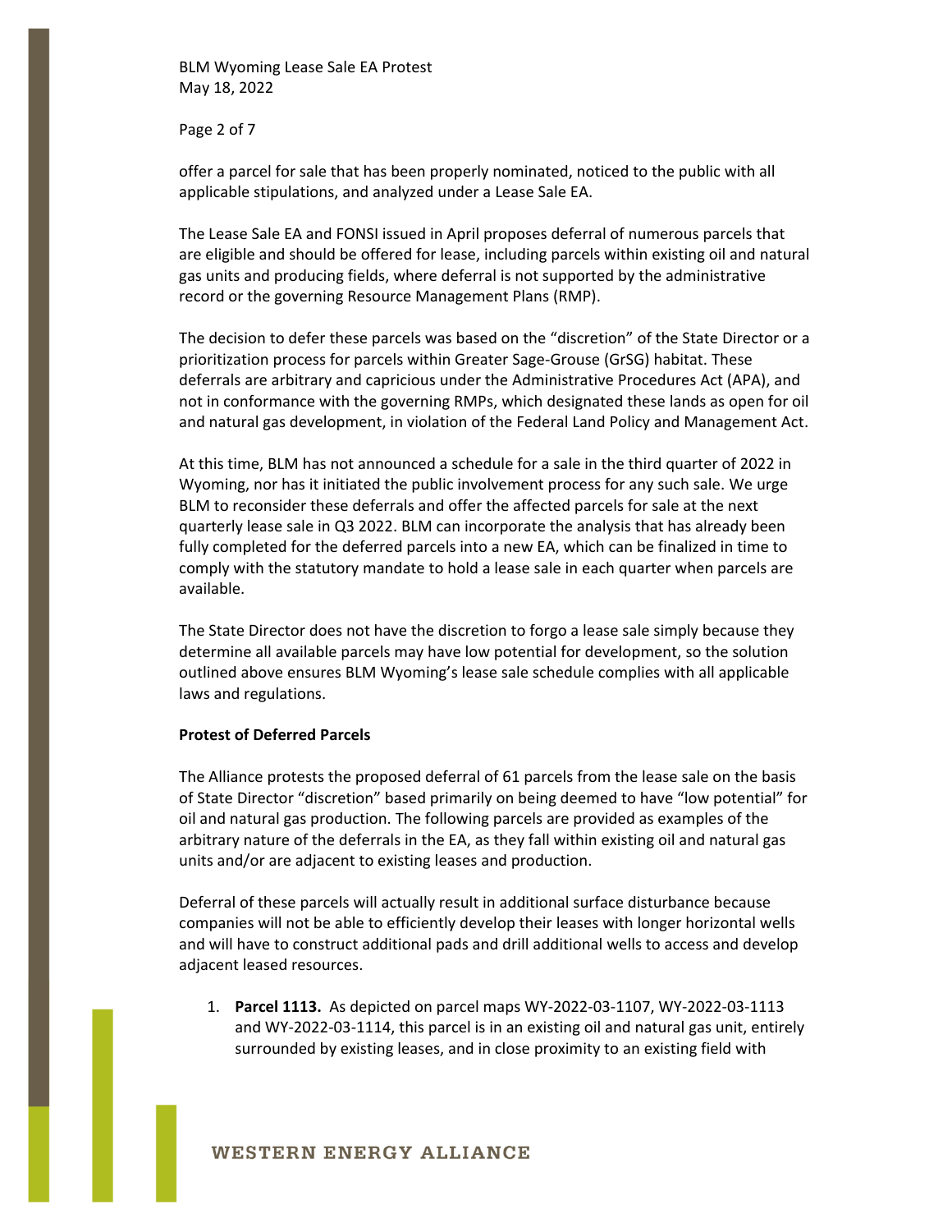offer a parcel for sale that has been properly nominated, noticed to the public with all applicable stipulations, and analyzed under a Lease Sale EA.

The Lease Sale EA and FONSI issued in April proposes deferral of numerous parcels that are eligible and should be offered for lease, including parcels within existing oil and natural gas units and producing fields, where deferral is not supported by the administrative record or the governing Resource Management Plans (RMP).

The decision to defer these parcels was based on the "discretion" of the State Director or a prioritization process for parcels within Greater Sage-Grouse (GrSG) habitat. These deferrals are arbitrary and capricious under the Administrative Procedures Act (APA), and not in conformance with the governing RMPs, which designated these lands as open for oil and natural gas development, in violation of the Federal Land Policy and Management Act.

At this time, BLM has not announced a schedule for a sale in the third quarter of 2022 in Wyoming, nor has it initiated the public involvement process for any such sale. We urge BLM to reconsider these deferrals and offer the affected parcels for sale at the next quarterly lease sale in Q3 2022. BLM can incorporate the analysis that has already been fully completed for the deferred parcels into a new EA, which can be finalized in time to comply with the statutory mandate to hold a lease sale in each quarter when parcels are available.

The State Director does not have the discretion to forgo a lease sale simply because they determine all available parcels may have low potential for development, so the solution outlined above ensures BLM Wyoming's lease sale schedule complies with all applicable laws and regulations.

**Protest of Deferred Parcels**

The Alliance protests the proposed deferral of 61 parcels from the lease sale on the basis of State Director "discretion" based primarily on being deemed to have "low potential" for oil and natural gas production. The following parcels are provided as examples of the arbitrary nature of the deferrals in the EA, as they fall within existing oil and natural gas units and/or are adjacent to existing leases and production.

Deferral of these parcels will actually result in additional surface disturbance because companies will not be able to efficiently develop their leases with longer horizontal wells and will have to construct additional pads and drill additional wells to access and develop adjacent leased resources.

1. **Parcel 1113.** As depicted on parcel maps WY-2022-03-1107, WY-2022-03-1113 and WY-2022-03-1114, this parcel is in an existing oil and natural gas unit, entirely surrounded by existing leases, and in close proximity to an existing field with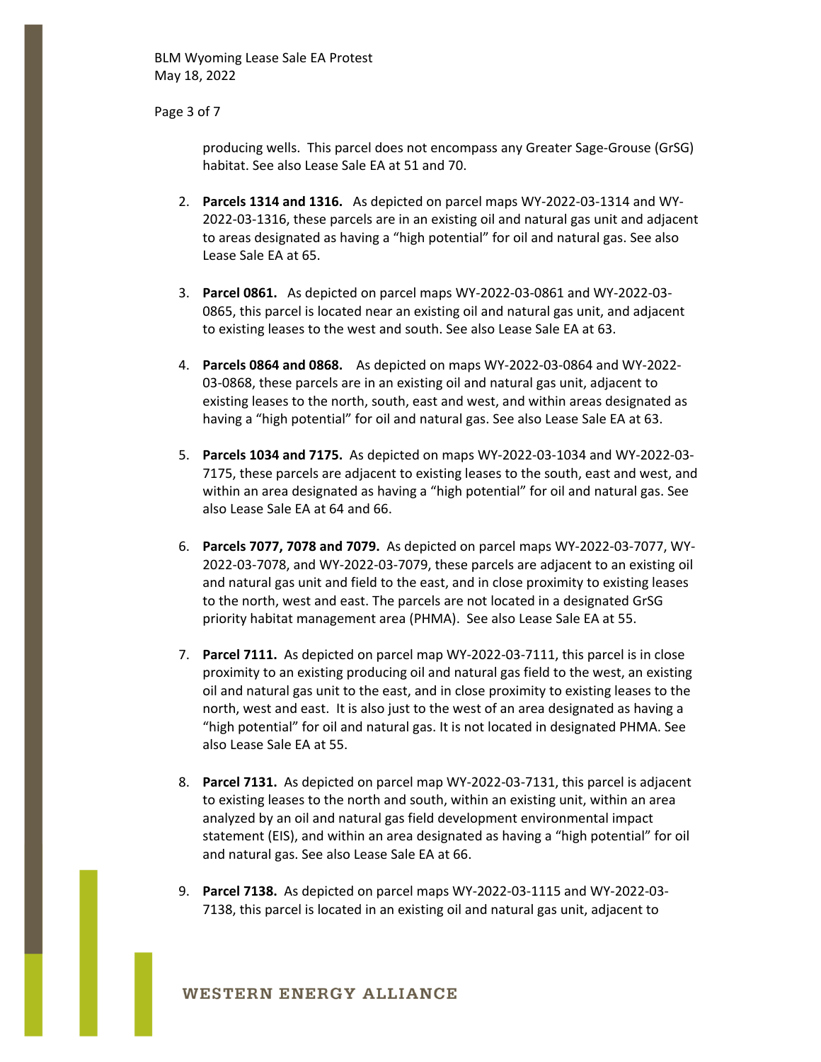producing wells. This parcel does not encompass any Greater Sage-Grouse (GrSG) habitat. See also Lease Sale EA at 51 and 70.

2. **Parcels 1314 and 1316.** As depicted on parcel maps WY-2022-03-1314 and WY-2022-03-1316, these parcels are in an existing oil and natural gas unit and adjacent to areas designated as having a "high potential" for oil and natural gas. See also Lease Sale EA at 65.

3. **Parcel 0861.** As depicted on parcel maps WY-2022-03-0861 and WY-2022-03-0865, this parcel is located near an existing oil and natural gas unit, and adjacent to existing leases to the west and south. See also Lease Sale EA at 63.

4. **Parcels 0864 and 0868.** As depicted on maps WY-2022-03-0864 and WY-2022-03-0868, these parcels are in an existing oil and natural gas unit, adjacent to existing leases to the north, south, east and west, and within areas designated as having a "high potential" for oil and natural gas. See also Lease Sale EA at 63.

5. **Parcels 1034 and 7175.** As depicted on maps WY-2022-03-1034 and WY-2022-03-7175, these parcels are adjacent to existing leases to the south, east and west, and within an area designated as having a "high potential" for oil and natural gas. See also Lease Sale EA at 64 and 66.

6. **Parcels 7077, 7078 and 7079.** As depicted on parcel maps WY-2022-03-7077, WY-2022-03-7078, and WY-2022-03-7079, these parcels are adjacent to an existing oil and natural gas unit and field to the east, and in close proximity to existing leases to the north, west and east. The parcels are not located in a designated GrSG priority habitat management area (PHMA). See also Lease Sale EA at 55.

7. **Parcel 7111.** As depicted on parcel map WY-2022-03-7111, this parcel is in close proximity to an existing producing oil and natural gas field to the west, an existing oil and natural gas unit to the east, and in close proximity to existing leases to the north, west and east. It is also just to the west of an area designated as having a "high potential" for oil and natural gas. It is not located in designated PHMA. See also Lease Sale EA at 55.

8. **Parcel 7131.** As depicted on parcel map WY-2022-03-7131, this parcel is adjacent to existing leases to the north and south, within an existing unit, within an area analyzed by an oil and natural gas field development environmental impact statement (EIS), and within an area designated as having a "high potential" for oil and natural gas. See also Lease Sale EA at 66.

9. **Parcel 7138.** As depicted on parcel maps WY-2022-03-1115 and WY-2022-03-7138, this parcel is located in an existing oil and natural gas unit, adjacent to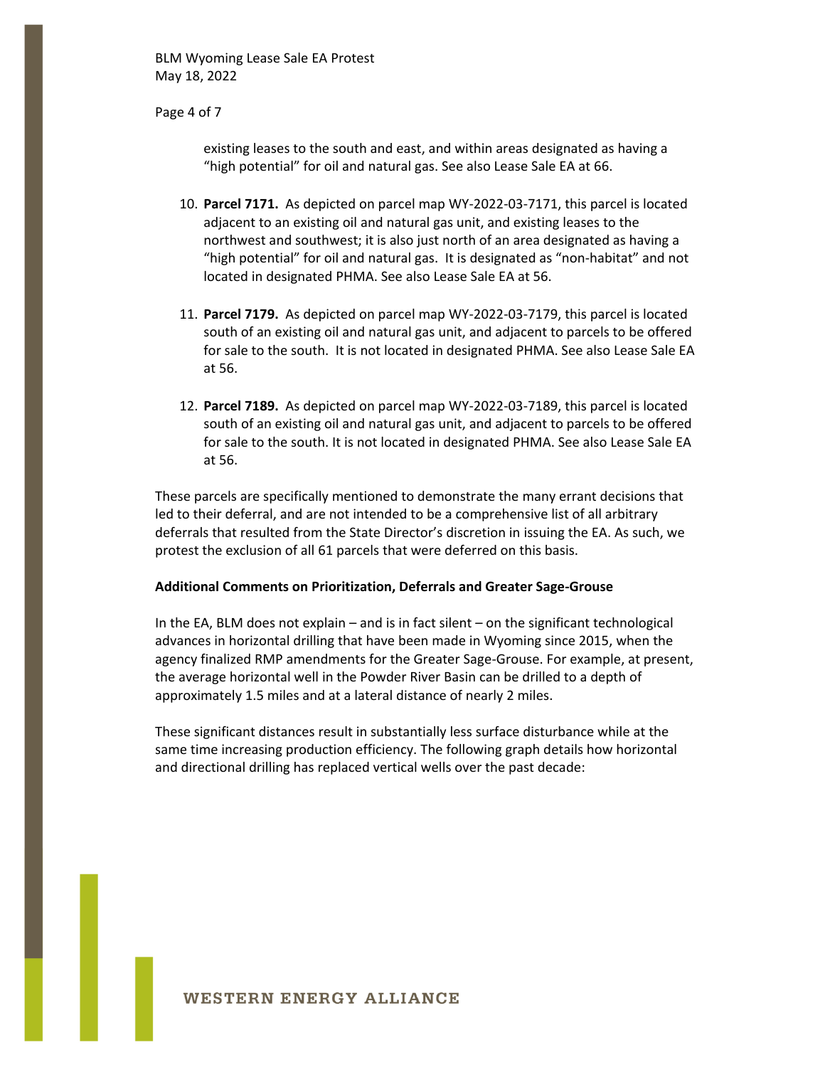existing leases to the south and east, and within areas designated as having a "high potential" for oil and natural gas. See also Lease Sale EA at 66.

10. **Parcel 7171.** As depicted on parcel map WY-2022-03-7171, this parcel is located adjacent to an existing oil and natural gas unit, and existing leases to the northwest and southwest; it is also just north of an area designated as having a "high potential" for oil and natural gas. It is designated as "non-habitat" and not located in designated PHMA. See also Lease Sale EA at 56.

11. **Parcel 7179.** As depicted on parcel map WY-2022-03-7179, this parcel is located south of an existing oil and natural gas unit, and adjacent to parcels to be offered for sale to the south. It is not located in designated PHMA. See also Lease Sale EA at 56.

12. **Parcel 7189.** As depicted on parcel map WY-2022-03-7189, this parcel is located south of an existing oil and natural gas unit, and adjacent to parcels to be offered for sale to the south. It is not located in designated PHMA. See also Lease Sale EA at 56.

These parcels are specifically mentioned to demonstrate the many errant decisions that led to their deferral, and are not intended to be a comprehensive list of all arbitrary deferrals that resulted from the State Director's discretion in issuing the EA. As such, we protest the exclusion of all 61 parcels that were deferred on this basis.

**Additional Comments on Prioritization, Deferrals and Greater Sage-Grouse**

In the EA, BLM does not explain – and is in fact silent – on the significant technological advances in horizontal drilling that have been made in Wyoming since 2015, when the agency finalized RMP amendments for the Greater Sage-Grouse. For example, at present, the average horizontal well in the Powder River Basin can be drilled to a depth of approximately 1.5 miles and at a lateral distance of nearly 2 miles.

These significant distances result in substantially less surface disturbance while at the same time increasing production efficiency. The following graph details how horizontal and directional drilling has replaced vertical wells over the past decade: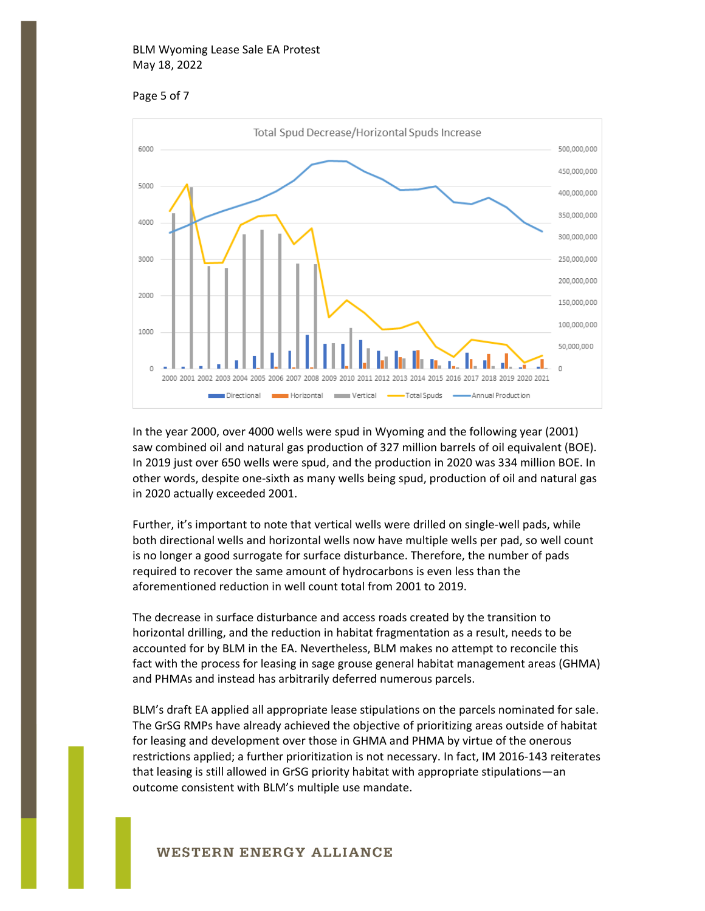In the year 2000, over 4000 wells were spud in Wyoming and the following year (2001) saw combined oil and natural gas production of 327 million barrels of oil equivalent (BOE). In 2019 just over 650 wells were spud, and the production in 2020 was 334 million BOE. In other words, despite one-sixth as many wells being spud, production of oil and natural gas in 2020 actually exceeded 2001.

Further, it's important to note that vertical wells were drilled on single-well pads, while both directional wells and horizontal wells now have multiple wells per pad, so well count is no longer a good surrogate for surface disturbance. Therefore, the number of pads required to recover the same amount of hydrocarbons is even less than the aforementioned reduction in well count total from 2001 to 2019.

The decrease in surface disturbance and access roads created by the transition to horizontal drilling, and the reduction in habitat fragmentation as a result, needs to be accounted for by BLM in the EA. Nevertheless, BLM makes no attempt to reconcile this fact with the process for leasing in sage grouse general habitat management areas (GHMA) and PHMAs and instead has arbitrarily deferred numerous parcels.

BLM's draft EA applied all appropriate lease stipulations on the parcels nominated for sale. The GrSG RMPs have already achieved the objective of prioritizing areas outside of habitat for leasing and development over those in GHMA and PHMA by virtue of the onerous restrictions applied; a further prioritization is not necessary. In fact, IM 2016-143 reiterates that leasing is still allowed in GrSG priority habitat with appropriate stipulations—an outcome consistent with BLM's multiple use mandate.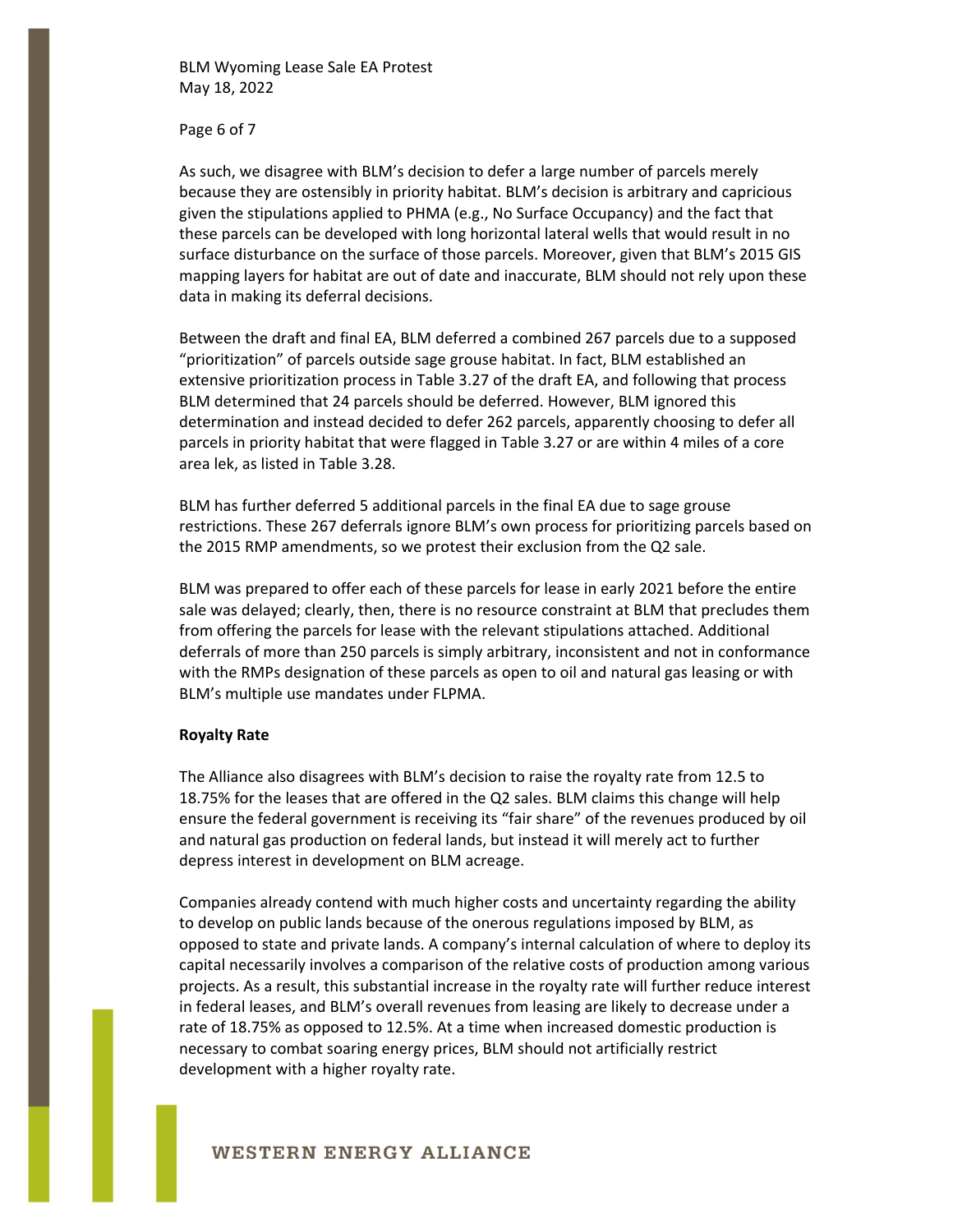As such, we disagree with BLM's decision to defer a large number of parcels merely because they are ostensibly in priority habitat. BLM's decision is arbitrary and capricious given the stipulations applied to PHMA (e.g., No Surface Occupancy) and the fact that these parcels can be developed with long horizontal lateral wells that would result in no surface disturbance on the surface of those parcels. Moreover, given that BLM's 2015 GIS mapping layers for habitat are out of date and inaccurate, BLM should not rely upon these data in making its deferral decisions.

Between the draft and final EA, BLM deferred a combined 267 parcels due to a supposed "prioritization" of parcels outside sage grouse habitat. In fact, BLM established an extensive prioritization process in Table 3.27 of the draft EA, and following that process BLM determined that 24 parcels should be deferred. However, BLM ignored this determination and instead decided to defer 262 parcels, apparently choosing to defer all parcels in priority habitat that were flagged in Table 3.27 or are within 4 miles of a core area lek, as listed in Table 3.28.

BLM has further deferred 5 additional parcels in the final EA due to sage grouse restrictions. These 267 deferrals ignore BLM's own process for prioritizing parcels based on the 2015 RMP amendments, so we protest their exclusion from the Q2 sale.

BLM was prepared to offer each of these parcels for lease in early 2021 before the entire sale was delayed; clearly, then, there is no resource constraint at BLM that precludes them from offering the parcels for lease with the relevant stipulations attached. Additional deferrals of more than 250 parcels is simply arbitrary, inconsistent and not in conformance with the RMPs designation of these parcels as open to oil and natural gas leasing or with BLM's multiple use mandates under FLPMA.

**Royalty Rate**

The Alliance also disagrees with BLM's decision to raise the royalty rate from 12.5 to 18.75% for the leases that are offered in the Q2 sales. BLM claims this change will help ensure the federal government is receiving its "fair share" of the revenues produced by oil and natural gas production on federal lands, but instead it will merely act to further depress interest in development on BLM acreage.

Companies already contend with much higher costs and uncertainty regarding the ability to develop on public lands because of the onerous regulations imposed by BLM, as opposed to state and private lands. A company's internal calculation of where to deploy its capital necessarily involves a comparison of the relative costs of production among various projects. As a result, this substantial increase in the royalty rate will further reduce interest in federal leases, and BLM's overall revenues from leasing are likely to decrease under a rate of 18.75% as opposed to 12.5%. At a time when increased domestic production is necessary to combat soaring energy prices, BLM should not artificially restrict development with a higher royalty rate.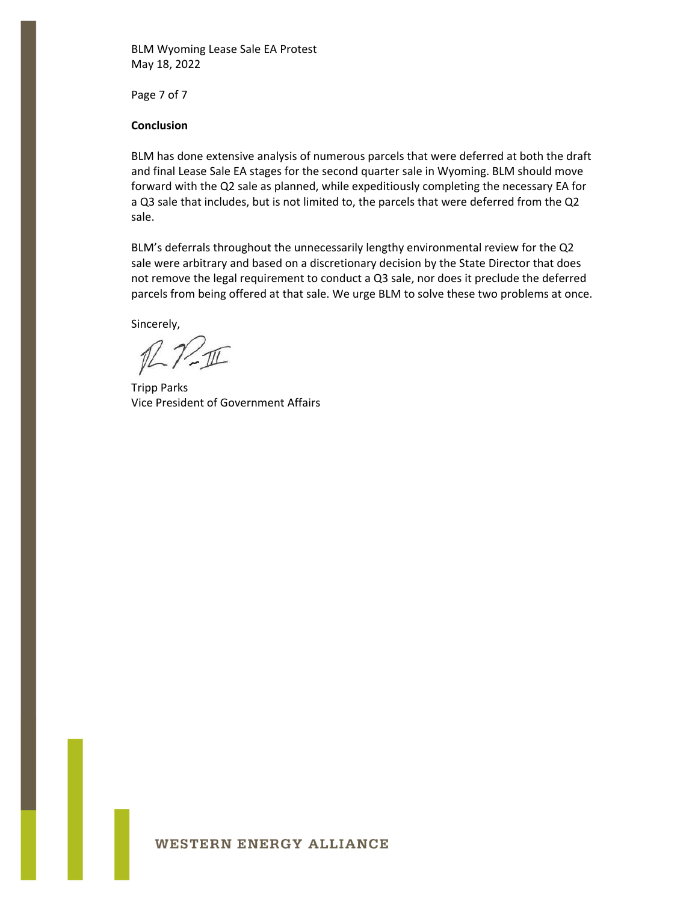**Conclusion**

BLM has done extensive analysis of numerous parcels that were deferred at both the draft and final Lease Sale EA stages for the second quarter sale in Wyoming. BLM should move forward with the Q2 sale as planned, while expeditiously completing the necessary EA for a Q3 sale that includes, but is not limited to, the parcels that were deferred from the Q2 sale.

BLM's deferrals throughout the unnecessarily lengthy environmental review for the Q2 sale were arbitrary and based on a discretionary decision by the State Director that does not remove the legal requirement to conduct a Q3 sale, nor does it preclude the deferred parcels from being offered at that sale. We urge BLM to solve these two problems at once.

Sincerely,

Tripp Parks
Vice President of Government Affairs